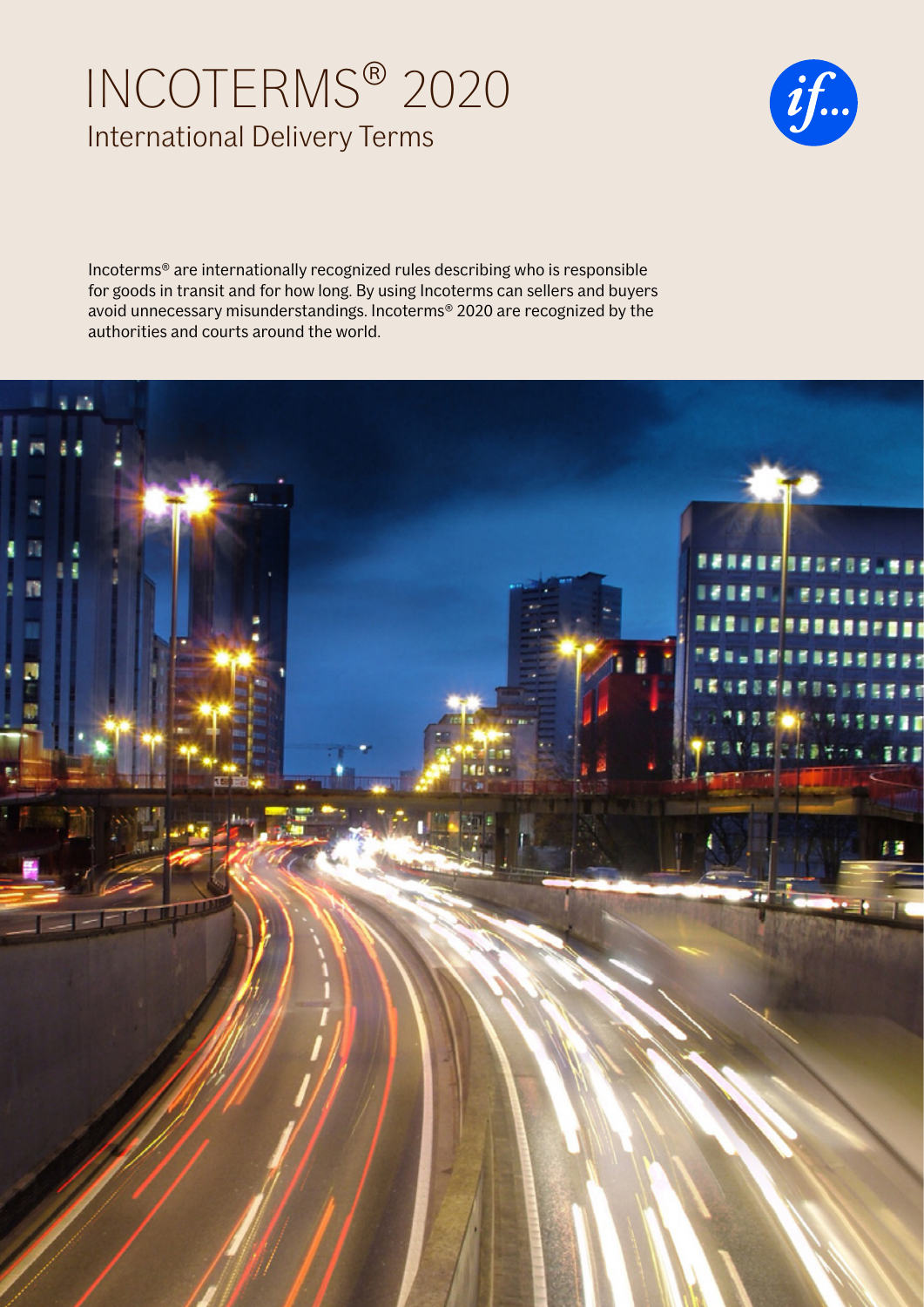# INCOTERMS® 2020

## International Delivery Terms

Incoterms® are internationally recognized rules describing who is responsible for goods in transit and for how long. By using Incoterms can sellers and buyers avoid unnecessary misunderstandings. Incoterms® 2020 are recognized by the authorities and courts around the world.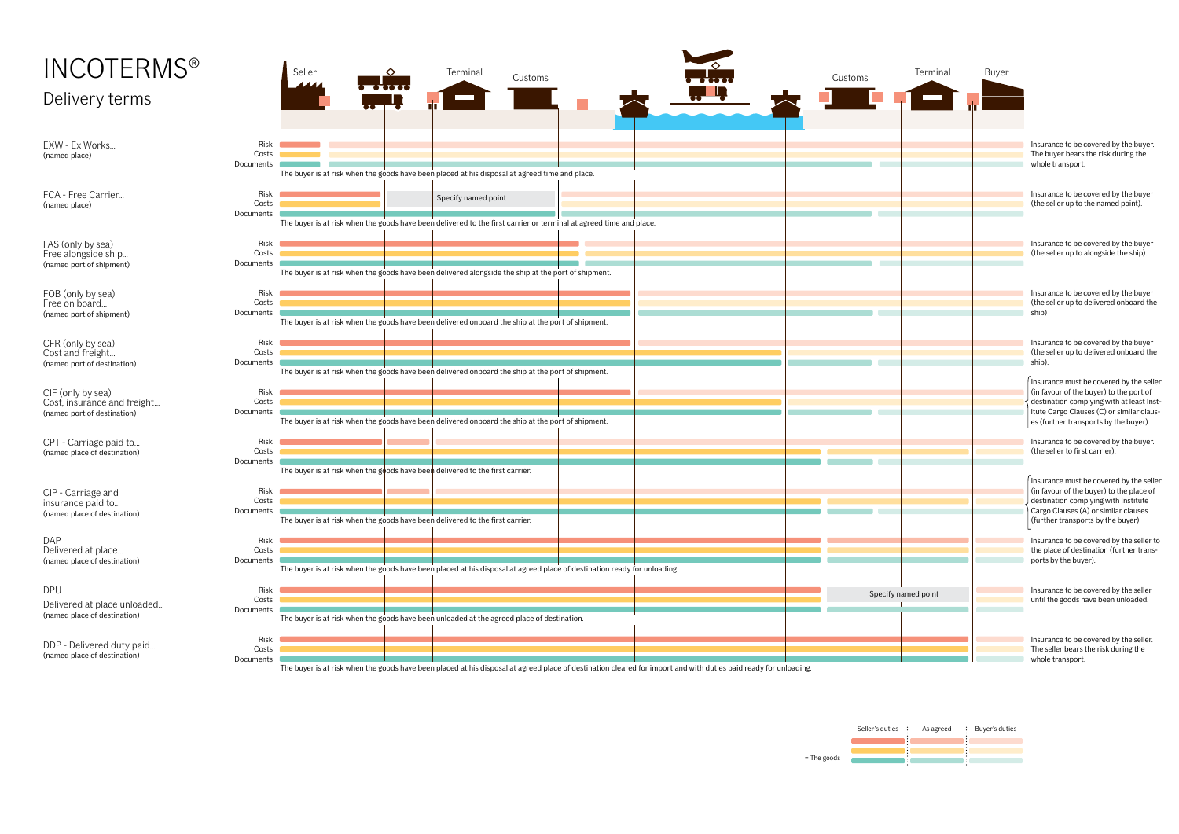# INCOTERMS®

## Delivery terms

Seller — Terminal — Customs — Customs — Terminal — Buyer

**EXW - Ex Works...**
(named place)

Risk / Costs / Documents

The buyer is at risk when the goods have been placed at his disposal at agreed time and place.

Insurance to be covered by the buyer. The buyer bears the risk during the whole transport.

**FCA - Free Carrier...**
(named place)

Risk / Costs / Documents

Specify named point

The buyer is at risk when the goods have been delivered to the first carrier or terminal at agreed time and place.

Insurance to be covered by the buyer (the seller up to the named point).

**FAS (only by sea)**
**Free alongside ship...**
(named port of shipment)

Risk / Costs / Documents

The buyer is at risk when the goods have been delivered alongside the ship at the port of shipment.

Insurance to be covered by the buyer (the seller up to alongside the ship).

**FOB (only by sea)**
**Free on board...**
(named port of shipment)

Risk / Costs / Documents

The buyer is at risk when the goods have been delivered onboard the ship at the port of shipment.

Insurance to be covered by the buyer (the seller up to delivered onboard the ship)

**CFR (only by sea)**
**Cost and freight...**
(named port of destination)

Risk / Costs / Documents

The buyer is at risk when the goods have been delivered onboard the ship at the port of shipment.

Insurance to be covered by the buyer (the seller up to delivered onboard the ship).

**CIF (only by sea)**
**Cost, insurance and freight...**
(named port of destination)

Risk / Costs / Documents

The buyer is at risk when the goods have been delivered onboard the ship at the port of shipment.

Insurance must be covered by the seller (in favour of the buyer) to the port of destination complying with at least Institute Cargo Clauses (C) or similar clauses (further transports by the buyer).

**CPT - Carriage paid to...**
(named place of destination)

Risk / Costs / Documents

The buyer is at risk when the goods have been delivered to the first carrier.

Insurance to be covered by the buyer. (the seller to first carrier).

**CIP - Carriage and insurance paid to...**
(named place of destination)

Risk / Costs / Documents

The buyer is at risk when the goods have been delivered to the first carrier.

Insurance must be covered by the seller (in favour of the buyer) to the place of destination complying with Institute Cargo Clauses (A) or similar clauses (further transports by the buyer).

**DAP**
**Delivered at place...**
(named place of destination)

Risk / Costs / Documents

The buyer is at risk when the goods have been placed at his disposal at agreed place of destination ready for unloading.

Insurance to be covered by the seller to the place of destination (further transports by the buyer).

**DPU**
**Delivered at place unloaded...**
(named place of destination)

Risk / Costs / Documents

Specify named point

The buyer is at risk when the goods have been unloaded at the agreed place of destination.

Insurance to be covered by the seller until the goods have been unloaded.

**DDP - Delivered duty paid...**
(named place of destination)

Risk / Costs / Documents

The buyer is at risk when the goods have been placed at his disposal at agreed place of destination cleared for import and with duties paid ready for unloading.

Insurance to be covered by the seller. The seller bears the risk during the whole transport.

| | Seller's duties | As agreed | Buyer's duties |
|---|---|---|---|
| = The goods | | | |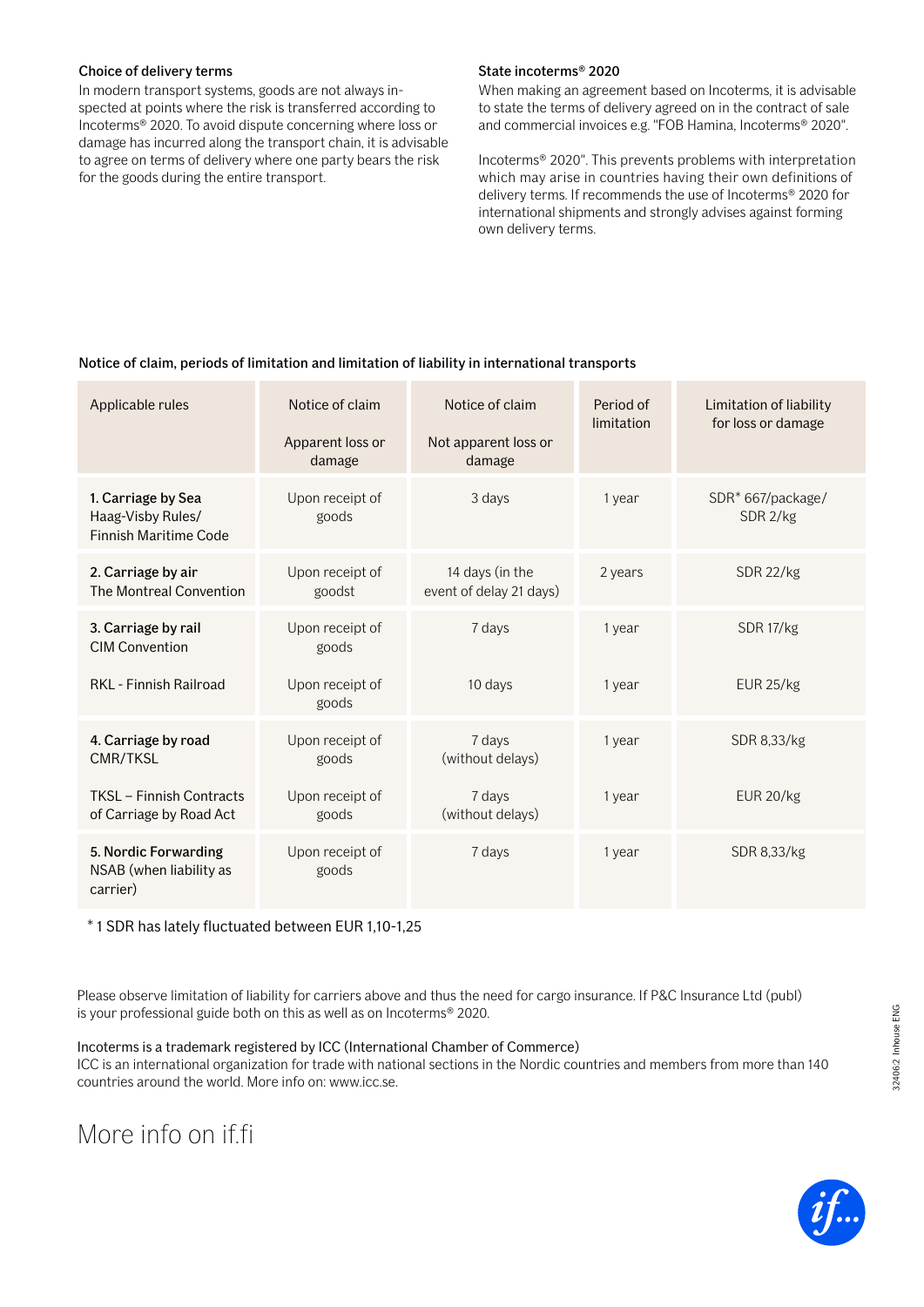### Choice of delivery terms

In modern transport systems, goods are not always inspected at points where the risk is transferred according to Incoterms® 2020. To avoid dispute concerning where loss or damage has incurred along the transport chain, it is advisable to agree on terms of delivery where one party bears the risk for the goods during the entire transport.

### State incoterms® 2020

When making an agreement based on Incoterms, it is advisable to state the terms of delivery agreed on in the contract of sale and commercial invoices e.g. "FOB Hamina, Incoterms® 2020".

Incoterms® 2020". This prevents problems with interpretation which may arise in countries having their own definitions of delivery terms. If recommends the use of Incoterms® 2020 for international shipments and strongly advises against forming own delivery terms.

### Notice of claim, periods of limitation and limitation of liability in international transports

| Applicable rules | Notice of claim<br>Apparent loss or damage | Notice of claim<br>Not apparent loss or damage | Period of limitation | Limitation of liability for loss or damage |
|---|---|---|---|---|
| **1. Carriage by Sea**<br>Haag-Visby Rules/ Finnish Maritime Code | Upon receipt of goods | 3 days | 1 year | SDR* 667/package/ SDR 2/kg |
| **2. Carriage by air**<br>The Montreal Convention | Upon receipt of goodst | 14 days (in the event of delay 21 days) | 2 years | SDR 22/kg |
| **3. Carriage by rail**<br>CIM Convention | Upon receipt of goods | 7 days | 1 year | SDR 17/kg |
| RKL - Finnish Railroad | Upon receipt of goods | 10 days | 1 year | EUR 25/kg |
| **4. Carriage by road**<br>CMR/TKSL | Upon receipt of goods | 7 days (without delays) | 1 year | SDR 8,33/kg |
| TKSL – Finnish Contracts of Carriage by Road Act | Upon receipt of goods | 7 days (without delays) | 1 year | EUR 20/kg |
| **5. Nordic Forwarding**<br>NSAB (when liability as carrier) | Upon receipt of goods | 7 days | 1 year | SDR 8,33/kg |

* 1 SDR has lately fluctuated between EUR 1,10-1,25

Please observe limitation of liability for carriers above and thus the need for cargo insurance. If P&C Insurance Ltd (publ) is your professional guide both on this as well as on Incoterms® 2020.

Incoterms is a trademark registered by ICC (International Chamber of Commerce)
ICC is an international organization for trade with national sections in the Nordic countries and members from more than 140 countries around the world. More info on: www.icc.se.

# More info on if.fi

324062 Inhouse ENG